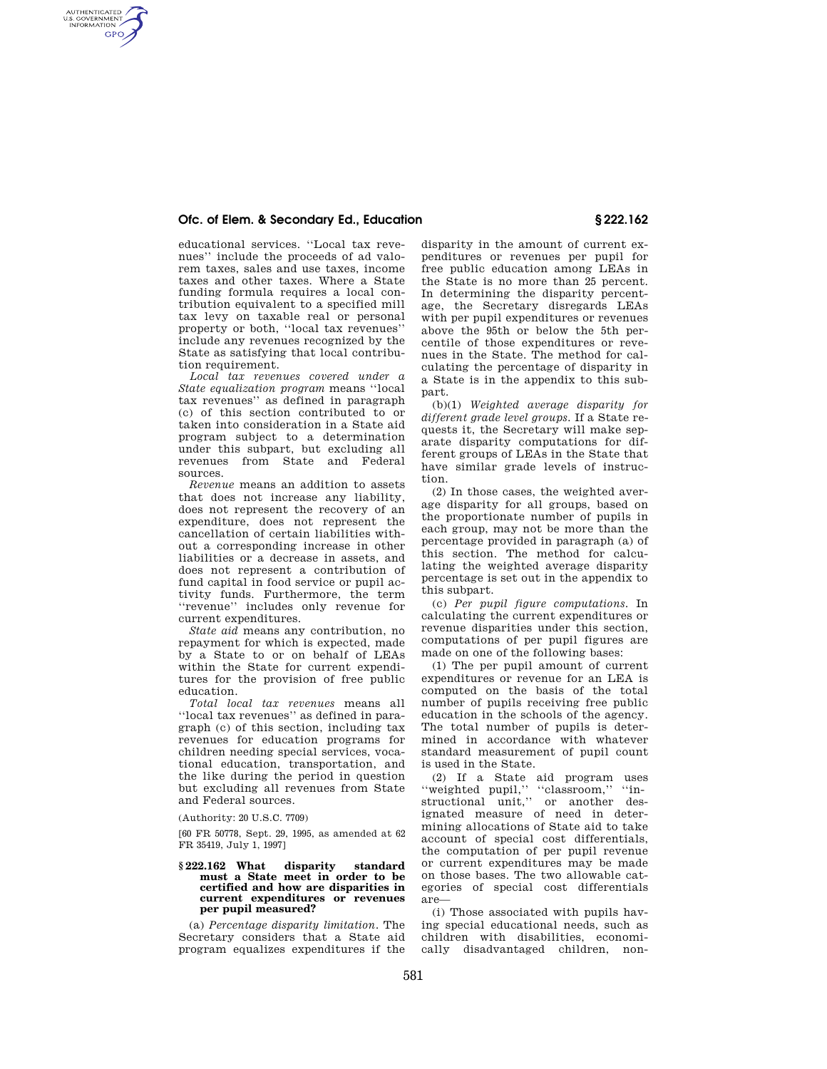educational services. ''Local tax revenues'' include the proceeds of ad valorem taxes, sales and use taxes, income taxes and other taxes. Where a State funding formula requires a local contribution equivalent to a specified mill tax levy on taxable real or personal property or both, ''local tax revenues'' include any revenues recognized by the State as satisfying that local contribution requirement.

*Local tax revenues covered under a State equalization program* means ''local tax revenues'' as defined in paragraph (c) of this section contributed to or taken into consideration in a State aid program subject to a determination under this subpart, but excluding all revenues from State and Federal sources.

*Revenue* means an addition to assets that does not increase any liability, does not represent the recovery of an expenditure, does not represent the cancellation of certain liabilities without a corresponding increase in other liabilities or a decrease in assets, and does not represent a contribution of fund capital in food service or pupil activity funds. Furthermore, the term ''revenue'' includes only revenue for current expenditures.

*State aid* means any contribution, no repayment for which is expected, made by a State to or on behalf of LEAs within the State for current expenditures for the provision of free public education.

*Total local tax revenues* means all ''local tax revenues'' as defined in paragraph (c) of this section, including tax revenues for education programs for children needing special services, vocational education, transportation, and the like during the period in question but excluding all revenues from State and Federal sources.

(Authority: 20 U.S.C. 7709)

[60 FR 50778, Sept. 29, 1995, as amended at 62 FR 35419, July 1, 1997]

### § 222.162 What disparity standard must a State meet in order to be certified and how are disparities in current expenditures or revenues per pupil measured?

(a) *Percentage disparity limitation.* The Secretary considers that a State aid program equalizes expenditures if the disparity in the amount of current expenditures or revenues per pupil for free public education among LEAs in the State is no more than 25 percent. In determining the disparity percentage, the Secretary disregards LEAs with per pupil expenditures or revenues above the 95th or below the 5th percentile of those expenditures or revenues in the State. The method for calculating the percentage of disparity in a State is in the appendix to this subpart.

(b)(1) *Weighted average disparity for different grade level groups.* If a State requests it, the Secretary will make separate disparity computations for different groups of LEAs in the State that have similar grade levels of instruction.

(2) In those cases, the weighted average disparity for all groups, based on the proportionate number of pupils in each group, may not be more than the percentage provided in paragraph (a) of this section. The method for calculating the weighted average disparity percentage is set out in the appendix to this subpart.

(c) *Per pupil figure computations.* In calculating the current expenditures or revenue disparities under this section, computations of per pupil figures are made on one of the following bases:

(1) The per pupil amount of current expenditures or revenue for an LEA is computed on the basis of the total number of pupils receiving free public education in the schools of the agency. The total number of pupils is determined in accordance with whatever standard measurement of pupil count is used in the State.

(2) If a State aid program uses ''weighted pupil,'' ''classroom,'' ''instructional unit,'' or another designated measure of need in determining allocations of State aid to take account of special cost differentials, the computation of per pupil revenue or current expenditures may be made on those bases. The two allowable categories of special cost differentials are—

(i) Those associated with pupils having special educational needs, such as children with disabilities, economically disadvantaged children, non-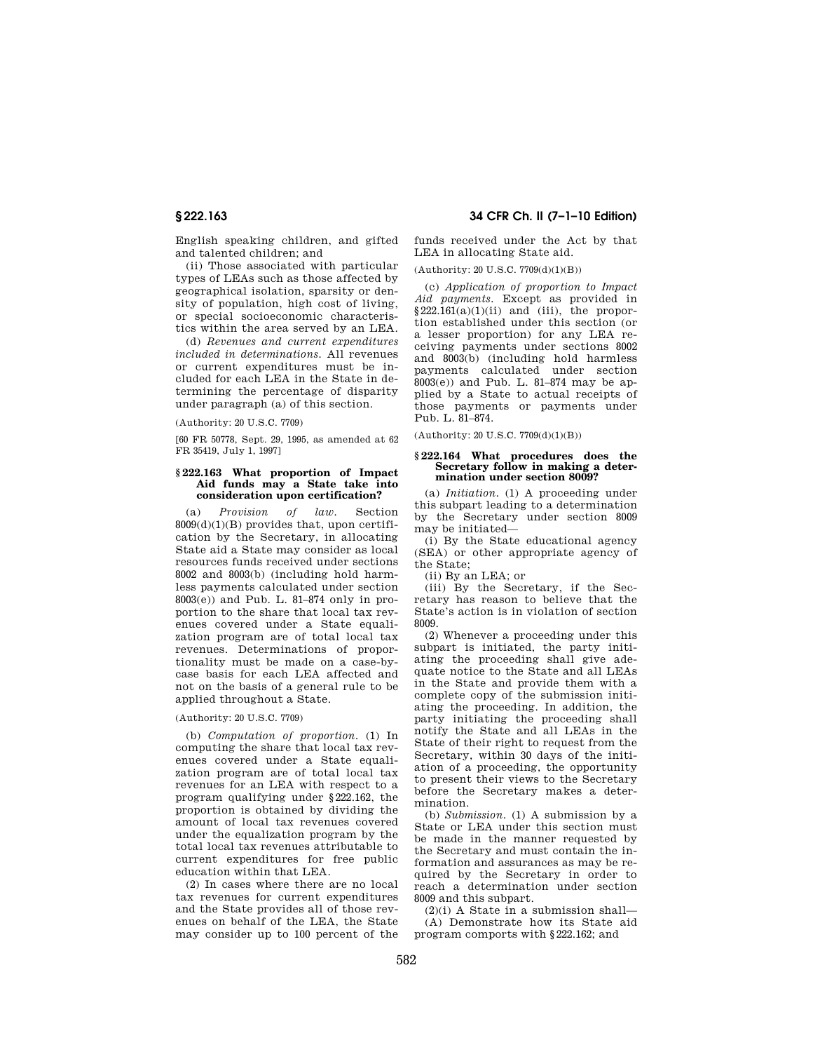English speaking children, and gifted and talented children; and

(ii) Those associated with particular types of LEAs such as those affected by geographical isolation, sparsity or density of population, high cost of living, or special socioeconomic characteristics within the area served by an LEA.

(d) *Revenues and current expenditures included in determinations.* All revenues or current expenditures must be included for each LEA in the State in determining the percentage of disparity under paragraph (a) of this section.

(Authority: 20 U.S.C. 7709)

[60 FR 50778, Sept. 29, 1995, as amended at 62 FR 35419, July 1, 1997]

### § 222.163 What proportion of Impact Aid funds may a State take into consideration upon certification?

(a) *Provision of law.* Section 8009(d)(1)(B) provides that, upon certification by the Secretary, in allocating State aid a State may consider as local resources funds received under sections 8002 and 8003(b) (including hold harmless payments calculated under section 8003(e)) and Pub. L. 81–874 only in proportion to the share that local tax revenues covered under a State equalization program are of total local tax revenues. Determinations of proportionality must be made on a case-by-case basis for each LEA affected and not on the basis of a general rule to be applied throughout a State.

(Authority: 20 U.S.C. 7709)

(b) *Computation of proportion.* (1) In computing the share that local tax revenues covered under a State equalization program are of total local tax revenues for an LEA with respect to a program qualifying under § 222.162, the proportion is obtained by dividing the amount of local tax revenues covered under the equalization program by the total local tax revenues attributable to current expenditures for free public education within that LEA.

(2) In cases where there are no local tax revenues for current expenditures and the State provides all of those revenues on behalf of the LEA, the State may consider up to 100 percent of the funds received under the Act by that LEA in allocating State aid.

(Authority: 20 U.S.C. 7709(d)(1)(B))

(c) *Application of proportion to Impact Aid payments.* Except as provided in § 222.161(a)(1)(ii) and (iii), the proportion established under this section (or a lesser proportion) for any LEA receiving payments under sections 8002 and 8003(b) (including hold harmless payments calculated under section 8003(e)) and Pub. L. 81–874 may be applied by a State to actual receipts of those payments or payments under Pub. L. 81–874.

(Authority: 20 U.S.C. 7709(d)(1)(B))

### § 222.164 What procedures does the Secretary follow in making a determination under section 8009?

(a) *Initiation.* (1) A proceeding under this subpart leading to a determination by the Secretary under section 8009 may be initiated—

(i) By the State educational agency (SEA) or other appropriate agency of the State;

(ii) By an LEA; or

(iii) By the Secretary, if the Secretary has reason to believe that the State's action is in violation of section 8009.

(2) Whenever a proceeding under this subpart is initiated, the party initiating the proceeding shall give adequate notice to the State and all LEAs in the State and provide them with a complete copy of the submission initiating the proceeding. In addition, the party initiating the proceeding shall notify the State and all LEAs in the State of their right to request from the Secretary, within 30 days of the initiation of a proceeding, the opportunity to present their views to the Secretary before the Secretary makes a determination.

(b) *Submission.* (1) A submission by a State or LEA under this section must be made in the manner requested by the Secretary and must contain the information and assurances as may be required by the Secretary in order to reach a determination under section 8009 and this subpart.

(2)(i) A State in a submission shall—

(A) Demonstrate how its State aid program comports with § 222.162; and